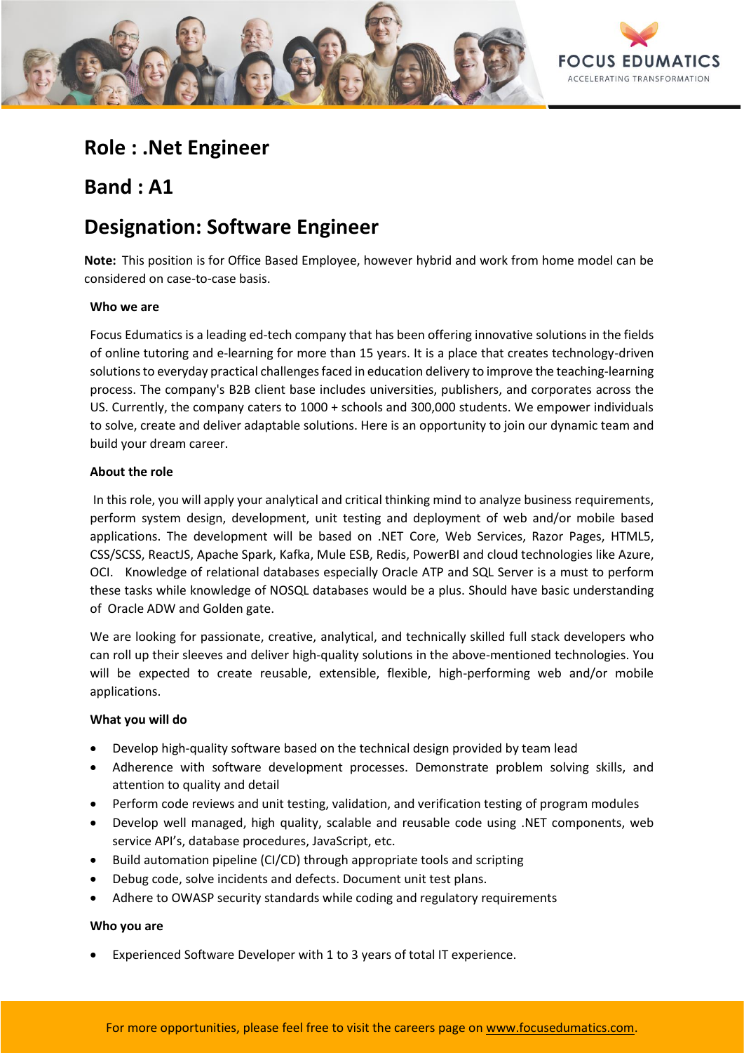## Role : .Net Engineer

## Band : A1

## Designation: Software Engineer

**Note:** This position is for Office Based Employee, however hybrid and work from home model can be considered on case-to-case basis.

**Who we are**

Focus Edumatics is a leading ed-tech company that has been offering innovative solutions in the fields of online tutoring and e-learning for more than 15 years. It is a place that creates technology-driven solutions to everyday practical challenges faced in education delivery to improve the teaching-learning process. The company's B2B client base includes universities, publishers, and corporates across the US. Currently, the company caters to 1000 + schools and 300,000 students. We empower individuals to solve, create and deliver adaptable solutions. Here is an opportunity to join our dynamic team and build your dream career.

**About the role**

In this role, you will apply your analytical and critical thinking mind to analyze business requirements, perform system design, development, unit testing and deployment of web and/or mobile based applications. The development will be based on .NET Core, Web Services, Razor Pages, HTML5, CSS/SCSS, ReactJS, Apache Spark, Kafka, Mule ESB, Redis, PowerBI and cloud technologies like Azure, OCI. Knowledge of relational databases especially Oracle ATP and SQL Server is a must to perform these tasks while knowledge of NOSQL databases would be a plus. Should have basic understanding of Oracle ADW and Golden gate.

We are looking for passionate, creative, analytical, and technically skilled full stack developers who can roll up their sleeves and deliver high-quality solutions in the above-mentioned technologies. You will be expected to create reusable, extensible, flexible, high-performing web and/or mobile applications.

**What you will do**

- Develop high-quality software based on the technical design provided by team lead
- Adherence with software development processes. Demonstrate problem solving skills, and attention to quality and detail
- Perform code reviews and unit testing, validation, and verification testing of program modules
- Develop well managed, high quality, scalable and reusable code using .NET components, web service API's, database procedures, JavaScript, etc.
- Build automation pipeline (CI/CD) through appropriate tools and scripting
- Debug code, solve incidents and defects. Document unit test plans.
- Adhere to OWASP security standards while coding and regulatory requirements

**Who you are**

- Experienced Software Developer with 1 to 3 years of total IT experience.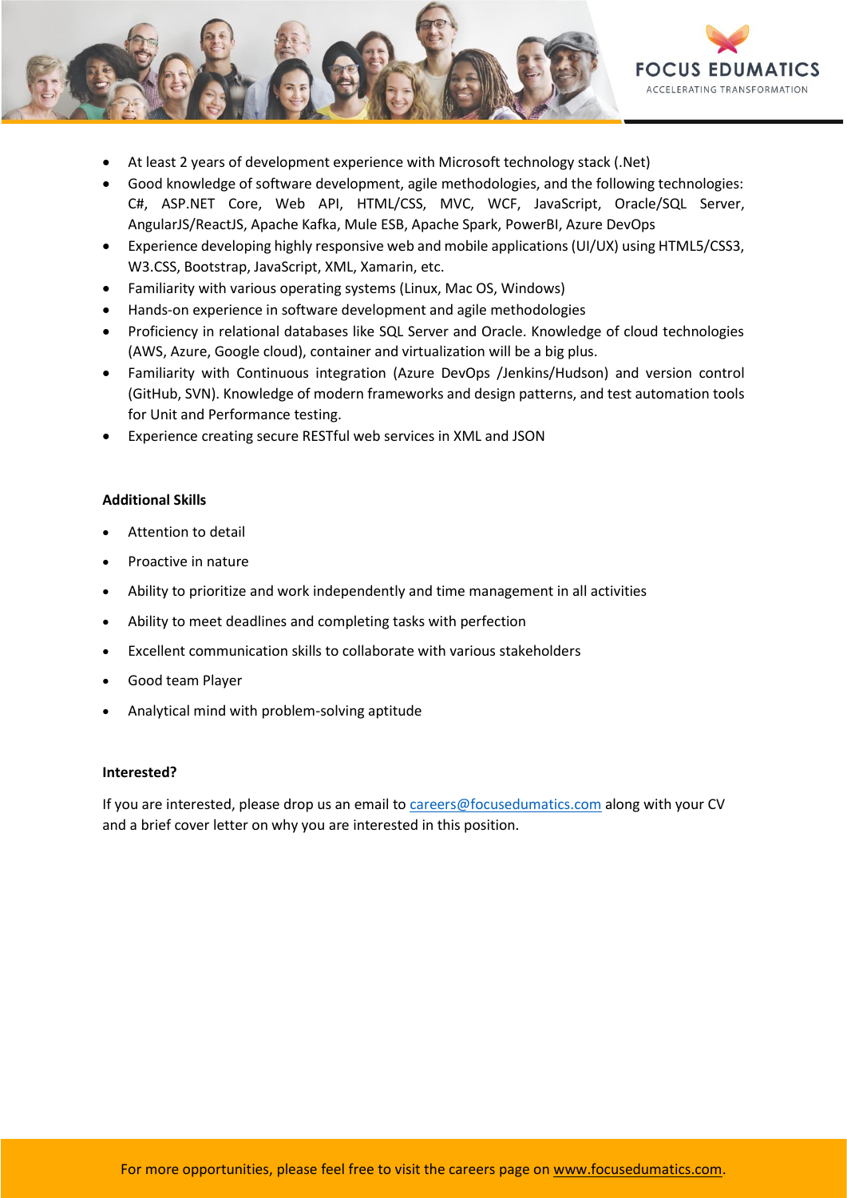- At least 2 years of development experience with Microsoft technology stack (.Net)
- Good knowledge of software development, agile methodologies, and the following technologies: C#, ASP.NET Core, Web API, HTML/CSS, MVC, WCF, JavaScript, Oracle/SQL Server, AngularJS/ReactJS, Apache Kafka, Mule ESB, Apache Spark, PowerBI, Azure DevOps
- Experience developing highly responsive web and mobile applications (UI/UX) using HTML5/CSS3, W3.CSS, Bootstrap, JavaScript, XML, Xamarin, etc.
- Familiarity with various operating systems (Linux, Mac OS, Windows)
- Hands-on experience in software development and agile methodologies
- Proficiency in relational databases like SQL Server and Oracle. Knowledge of cloud technologies (AWS, Azure, Google cloud), container and virtualization will be a big plus.
- Familiarity with Continuous integration (Azure DevOps /Jenkins/Hudson) and version control (GitHub, SVN). Knowledge of modern frameworks and design patterns, and test automation tools for Unit and Performance testing.
- Experience creating secure RESTful web services in XML and JSON

**Additional Skills**

- Attention to detail
- Proactive in nature
- Ability to prioritize and work independently and time management in all activities
- Ability to meet deadlines and completing tasks with perfection
- Excellent communication skills to collaborate with various stakeholders
- Good team Player
- Analytical mind with problem-solving aptitude

**Interested?**

If you are interested, please drop us an email to careers@focusedumatics.com along with your CV and a brief cover letter on why you are interested in this position.

For more opportunities, please feel free to visit the careers page on www.focusedumatics.com.